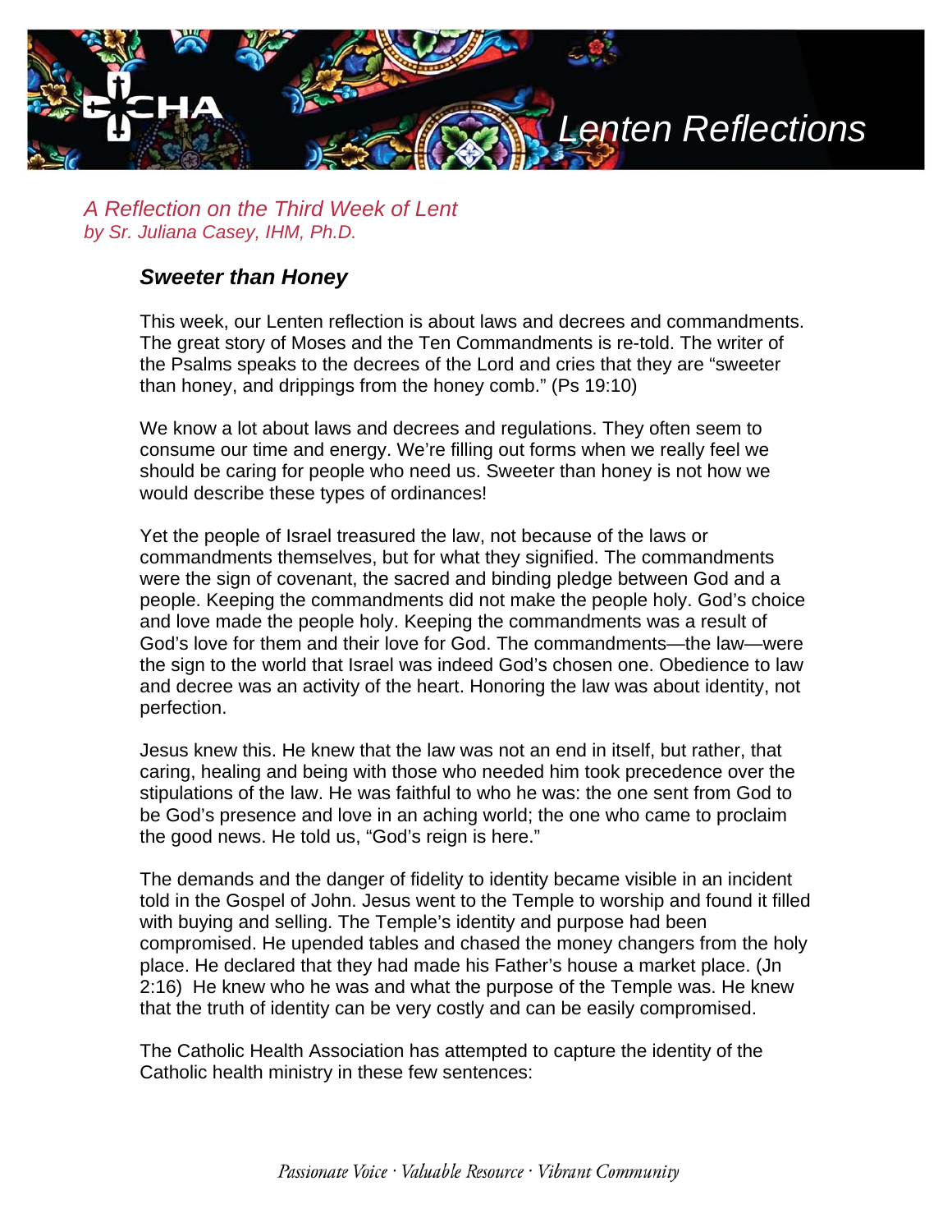# Lenten Reflections

*A Reflection on the Third Week of Lent*
*by Sr. Juliana Casey, IHM, Ph.D.*

## ***Sweeter than Honey***

This week, our Lenten reflection is about laws and decrees and commandments. The great story of Moses and the Ten Commandments is re-told. The writer of the Psalms speaks to the decrees of the Lord and cries that they are "sweeter than honey, and drippings from the honey comb." (Ps 19:10)

We know a lot about laws and decrees and regulations. They often seem to consume our time and energy. We're filling out forms when we really feel we should be caring for people who need us. Sweeter than honey is not how we would describe these types of ordinances!

Yet the people of Israel treasured the law, not because of the laws or commandments themselves, but for what they signified. The commandments were the sign of covenant, the sacred and binding pledge between God and a people. Keeping the commandments did not make the people holy. God's choice and love made the people holy. Keeping the commandments was a result of God's love for them and their love for God. The commandments—the law—were the sign to the world that Israel was indeed God's chosen one. Obedience to law and decree was an activity of the heart. Honoring the law was about identity, not perfection.

Jesus knew this. He knew that the law was not an end in itself, but rather, that caring, healing and being with those who needed him took precedence over the stipulations of the law. He was faithful to who he was: the one sent from God to be God's presence and love in an aching world; the one who came to proclaim the good news. He told us, "God's reign is here."

The demands and the danger of fidelity to identity became visible in an incident told in the Gospel of John. Jesus went to the Temple to worship and found it filled with buying and selling. The Temple's identity and purpose had been compromised. He upended tables and chased the money changers from the holy place. He declared that they had made his Father's house a market place. (Jn 2:16) He knew who he was and what the purpose of the Temple was. He knew that the truth of identity can be very costly and can be easily compromised.

The Catholic Health Association has attempted to capture the identity of the Catholic health ministry in these few sentences: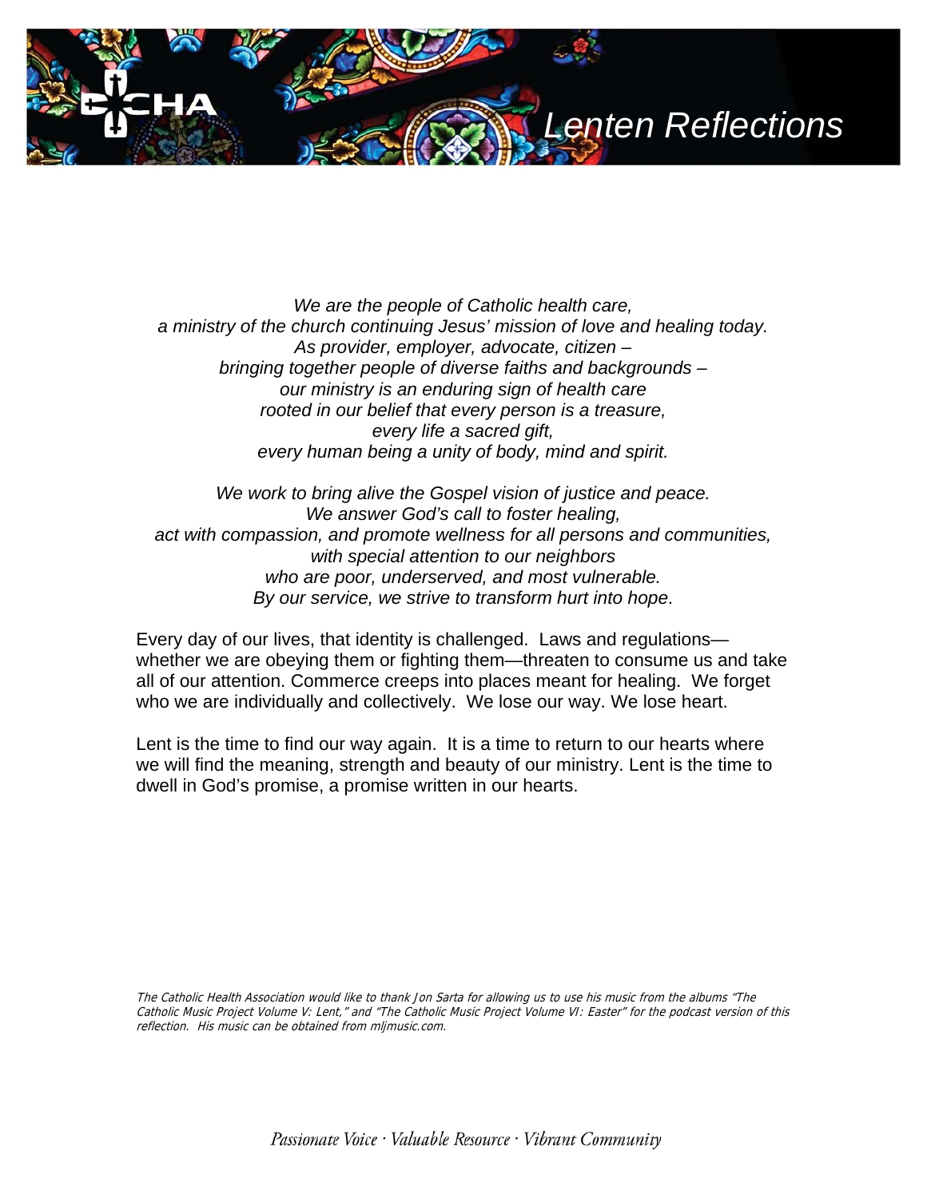# Lenten Reflections

*We are the people of Catholic health care,*
*a ministry of the church continuing Jesus' mission of love and healing today.*
*As provider, employer, advocate, citizen –*
*bringing together people of diverse faiths and backgrounds –*
*our ministry is an enduring sign of health care*
*rooted in our belief that every person is a treasure,*
*every life a sacred gift,*
*every human being a unity of body, mind and spirit.*

*We work to bring alive the Gospel vision of justice and peace.*
*We answer God's call to foster healing,*
*act with compassion, and promote wellness for all persons and communities,*
*with special attention to our neighbors*
*who are poor, underserved, and most vulnerable.*
*By our service, we strive to transform hurt into hope*.

Every day of our lives, that identity is challenged. Laws and regulations—whether we are obeying them or fighting them—threaten to consume us and take all of our attention. Commerce creeps into places meant for healing. We forget who we are individually and collectively. We lose our way. We lose heart.

Lent is the time to find our way again. It is a time to return to our hearts where we will find the meaning, strength and beauty of our ministry. Lent is the time to dwell in God's promise, a promise written in our hearts.

*The Catholic Health Association would like to thank Jon Sarta for allowing us to use his music from the albums "The Catholic Music Project Volume V: Lent," and "The Catholic Music Project Volume VI: Easter" for the podcast version of this reflection. His music can be obtained from mljmusic.com.*

*Passionate Voice · Valuable Resource · Vibrant Community*